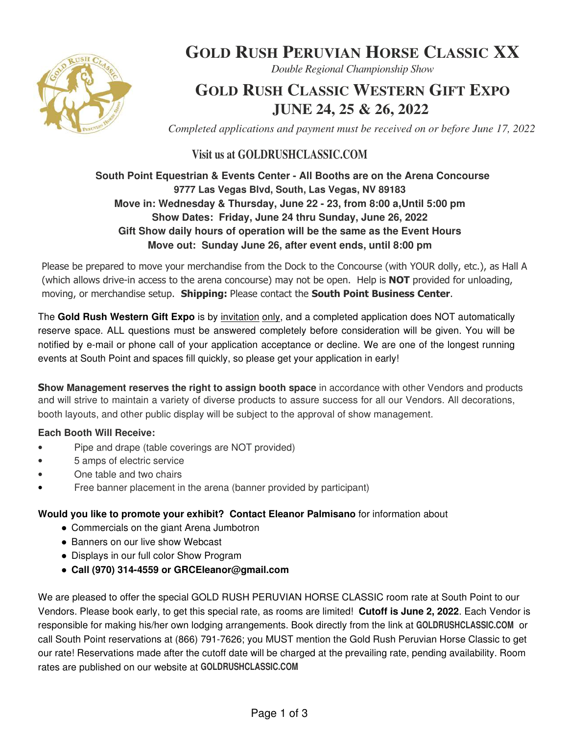# GOLD RUSH PERUVIAN HORSE CLASSIC XX

*Double Regional Championship Show*

## GOLD RUSH CLASSIC WESTERN GIFT EXPO
## JUNE 24, 25 & 26, 2022

*Completed applications and payment must be received on or before June 17, 2022*

### Visit us at GOLDRUSHCLASSIC.COM

**South Point Equestrian & Events Center - All Booths are on the Arena Concourse**
**9777 Las Vegas Blvd, South, Las Vegas, NV 89183**
**Move in: Wednesday & Thursday, June 22 - 23, from 8:00 a,Until 5:00 pm**
**Show Dates: Friday, June 24 thru Sunday, June 26, 2022**
**Gift Show daily hours of operation will be the same as the Event Hours**
**Move out: Sunday June 26, after event ends, until 8:00 pm**

Please be prepared to move your merchandise from the Dock to the Concourse (with YOUR dolly, etc.), as Hall A (which allows drive-in access to the arena concourse) may not be open. Help is **NOT** provided for unloading, moving, or merchandise setup. **Shipping:** Please contact the **South Point Business Center**.

The **Gold Rush Western Gift Expo** is by invitation only, and a completed application does NOT automatically reserve space. ALL questions must be answered completely before consideration will be given. You will be notified by e-mail or phone call of your application acceptance or decline. We are one of the longest running events at South Point and spaces fill quickly, so please get your application in early!

**Show Management reserves the right to assign booth space** in accordance with other Vendors and products and will strive to maintain a variety of diverse products to assure success for all our Vendors. All decorations, booth layouts, and other public display will be subject to the approval of show management.

**Each Booth Will Receive:**

- Pipe and drape (table coverings are NOT provided)
- 5 amps of electric service
- One table and two chairs
- Free banner placement in the arena (banner provided by participant)

**Would you like to promote your exhibit? Contact Eleanor Palmisano** for information about

- Commercials on the giant Arena Jumbotron
- Banners on our live show Webcast
- Displays in our full color Show Program
- **Call (970) 314-4559 or GRCEleanor@gmail.com**

We are pleased to offer the special GOLD RUSH PERUVIAN HORSE CLASSIC room rate at South Point to our Vendors. Please book early, to get this special rate, as rooms are limited! **Cutoff is June 2, 2022**. Each Vendor is responsible for making his/her own lodging arrangements. Book directly from the link at **GOLDRUSHCLASSIC.COM** or call South Point reservations at (866) 791-7626; you MUST mention the Gold Rush Peruvian Horse Classic to get our rate! Reservations made after the cutoff date will be charged at the prevailing rate, pending availability. Room rates are published on our website at **GOLDRUSHCLASSIC.COM**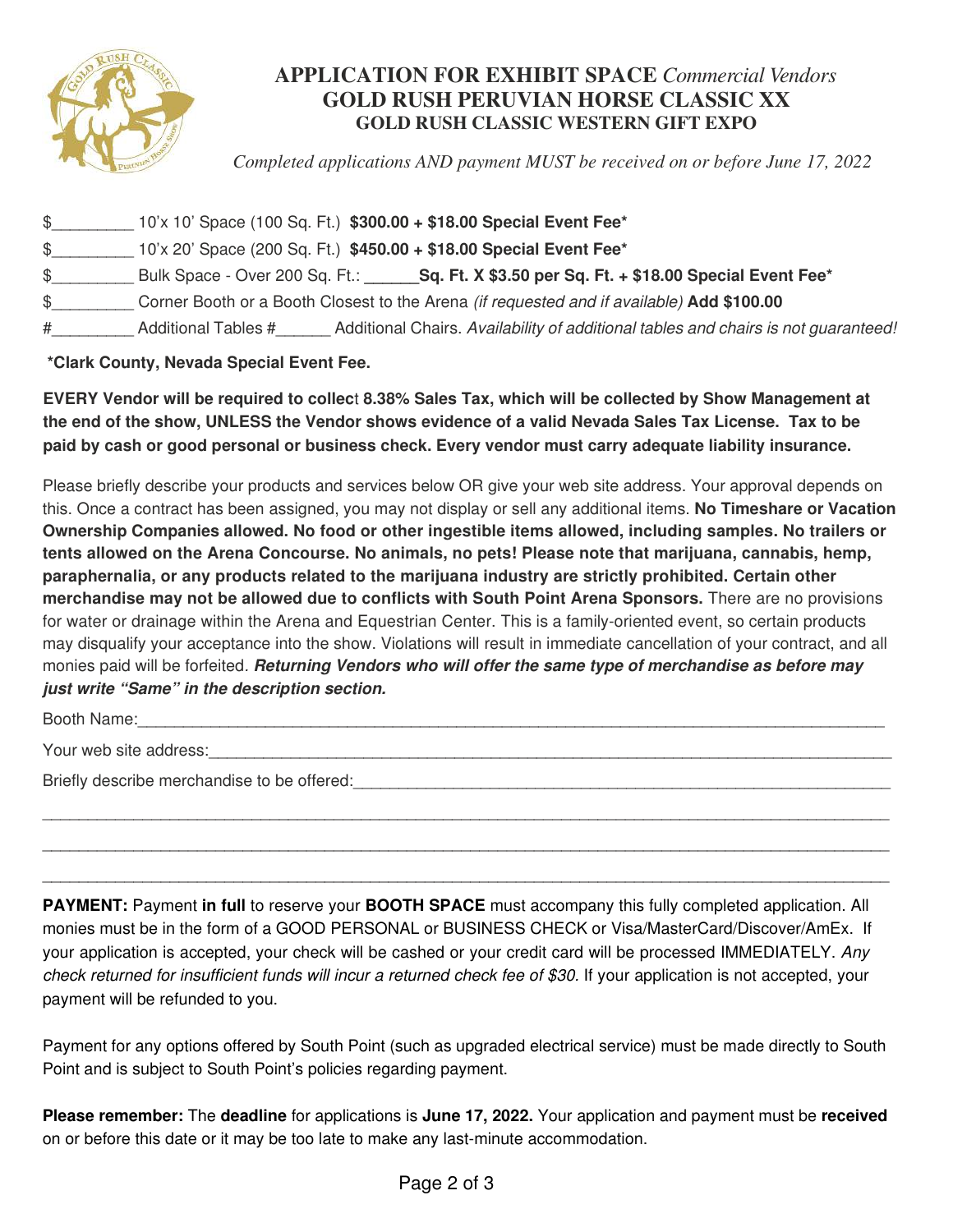# APPLICATION FOR EXHIBIT SPACE *Commercial Vendors*
## GOLD RUSH PERUVIAN HORSE CLASSIC XX
### GOLD RUSH CLASSIC WESTERN GIFT EXPO

*Completed applications AND payment MUST be received on or before June 17, 2022*

$_________ 10'x 10' Space (100 Sq. Ft.) **$300.00 + $18.00 Special Event Fee***

$_________ 10'x 20' Space (200 Sq. Ft.) **$450.00 + $18.00 Special Event Fee***

$_________ Bulk Space - Over 200 Sq. Ft.: **______Sq. Ft. X $3.50 per Sq. Ft. + $18.00 Special Event Fee***

$_________ Corner Booth or a Booth Closest to the Arena *(if requested and if available)* **Add $100.00**

#_________ Additional Tables #______ Additional Chairs. *Availability of additional tables and chairs is not guaranteed!*

**\*Clark County, Nevada Special Event Fee.**

**EVERY Vendor will be required to collect 8.38% Sales Tax, which will be collected by Show Management at the end of the show, UNLESS the Vendor shows evidence of a valid Nevada Sales Tax License. Tax to be paid by cash or good personal or business check. Every vendor must carry adequate liability insurance.**

Please briefly describe your products and services below OR give your web site address. Your approval depends on this. Once a contract has been assigned, you may not display or sell any additional items. **No Timeshare or Vacation Ownership Companies allowed. No food or other ingestible items allowed, including samples. No trailers or tents allowed on the Arena Concourse. No animals, no pets! Please note that marijuana, cannabis, hemp, paraphernalia, or any products related to the marijuana industry are strictly prohibited. Certain other merchandise may not be allowed due to conflicts with South Point Arena Sponsors.** There are no provisions for water or drainage within the Arena and Equestrian Center. This is a family-oriented event, so certain products may disqualify your acceptance into the show. Violations will result in immediate cancellation of your contract, and all monies paid will be forfeited. ***Returning Vendors who will offer the same type of merchandise as before may just write "Same" in the description section.***

Booth Name:_______________________________________________________________________________

Your web site address:_________________________________________________________________________

Briefly describe merchandise to be offered:____________________________________________________________

_____________________________________________________________________________________________

_____________________________________________________________________________________________

_____________________________________________________________________________________________

**PAYMENT:** Payment **in full** to reserve your **BOOTH SPACE** must accompany this fully completed application. All monies must be in the form of a GOOD PERSONAL or BUSINESS CHECK or Visa/MasterCard/Discover/AmEx. If your application is accepted, your check will be cashed or your credit card will be processed IMMEDIATELY. *Any check returned for insufficient funds will incur a returned check fee of $30.* If your application is not accepted, your payment will be refunded to you.

Payment for any options offered by South Point (such as upgraded electrical service) must be made directly to South Point and is subject to South Point's policies regarding payment.

**Please remember:** The **deadline** for applications is **June 17, 2022.** Your application and payment must be **received** on or before this date or it may be too late to make any last-minute accommodation.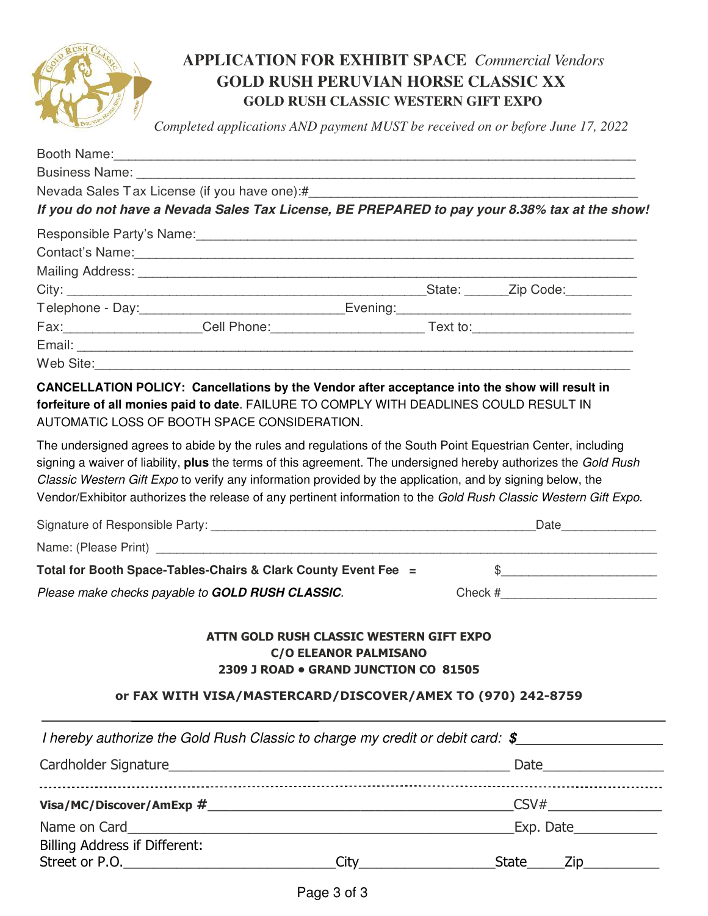# APPLICATION FOR EXHIBIT SPACE *Commercial Vendors*

## GOLD RUSH PERUVIAN HORSE CLASSIC XX

### GOLD RUSH CLASSIC WESTERN GIFT EXPO

*Completed applications AND payment MUST be received on or before June 17, 2022*

Booth Name:_______________________________________________

Business Name: _______________________________________________

Nevada Sales Tax License (if you have one):#_______________________________

***If you do not have a Nevada Sales Tax License, BE PREPARED to pay your 8.38% tax at the show!***

Responsible Party's Name:_______________________________________________

Contact's Name:_______________________________________________

Mailing Address: _______________________________________________

City: _______________________________ State: ______ Zip Code:_________

Telephone - Day:_________________________ Evening:_________________________

Fax:__________________ Cell Phone:____________________ Text to:____________________

Email: _______________________________________________

Web Site:_______________________________________________

**CANCELLATION POLICY: Cancellations by the Vendor after acceptance into the show will result in forfeiture of all monies paid to date**. FAILURE TO COMPLY WITH DEADLINES COULD RESULT IN AUTOMATIC LOSS OF BOOTH SPACE CONSIDERATION.

The undersigned agrees to abide by the rules and regulations of the South Point Equestrian Center, including signing a waiver of liability, **plus** the terms of this agreement. The undersigned hereby authorizes the *Gold Rush Classic Western Gift Expo* to verify any information provided by the application, and by signing below, the Vendor/Exhibitor authorizes the release of any pertinent information to the *Gold Rush Classic Western Gift Expo*.

Signature of Responsible Party: _______________________________ Date______________

Name: (Please Print) _______________________________________________

**Total for Booth Space-Tables-Chairs & Clark County Event Fee =** $______________________

*Please make checks payable to **GOLD RUSH CLASSIC**.* Check #______________________

**ATTN GOLD RUSH CLASSIC WESTERN GIFT EXPO**
**C/O ELEANOR PALMISANO**
**2309 J ROAD • GRAND JUNCTION CO 81505**

**or FAX WITH VISA/MASTERCARD/DISCOVER/AMEX TO (970) 242-8759**

---

*I hereby authorize the Gold Rush Classic to charge my credit or debit card:* ***$***__________________

Cardholder Signature_______________________________________ Date________________

**Visa/MC/Discover/AmExp #**_______________________________________ CSV#_______________

Name on Card_______________________________________ Exp. Date___________

Billing Address if Different:
Street or P.O._________________________ City_________________ State_____ Zip__________